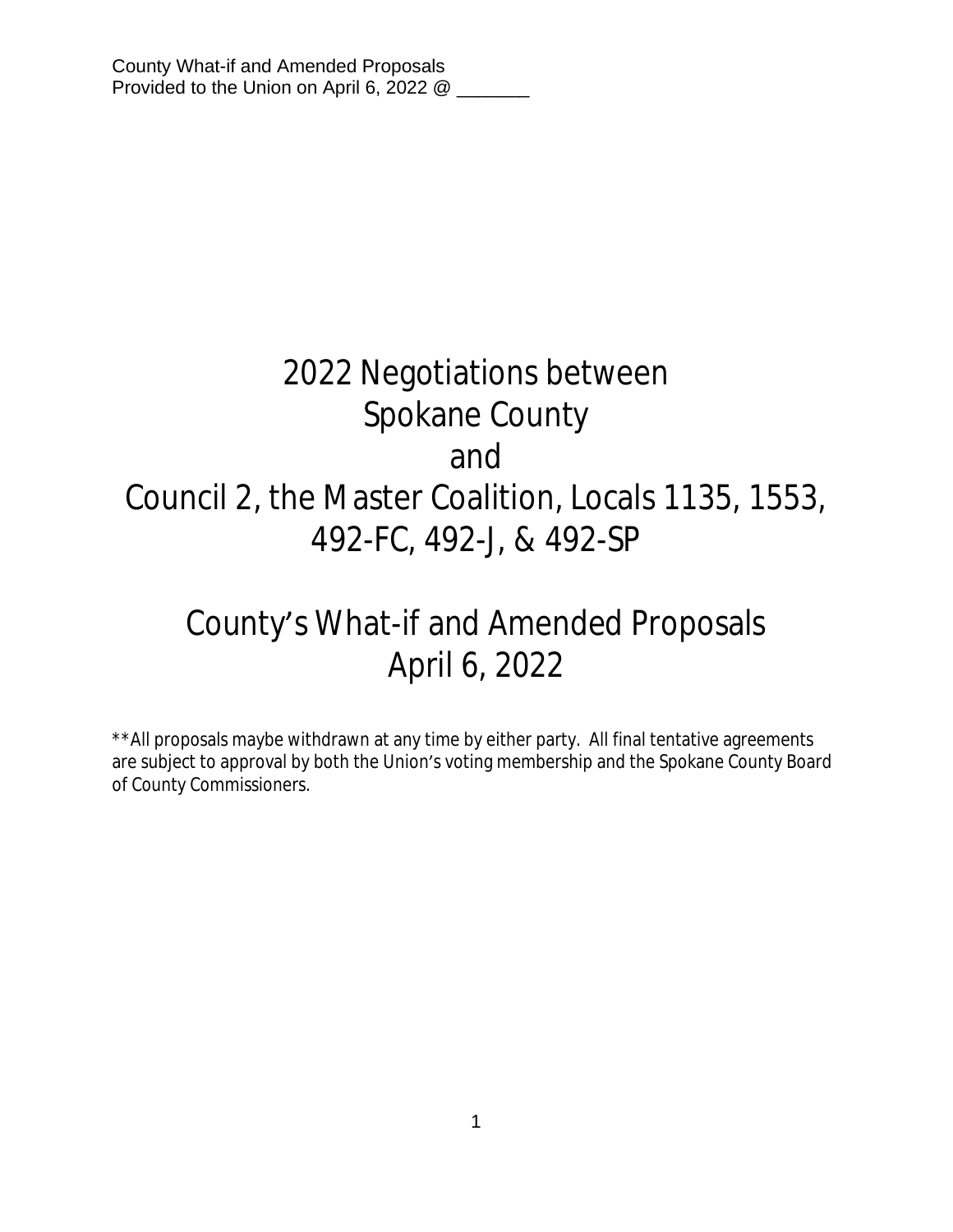County What-if and Amended Proposals
Provided to the Union on April 6, 2022 @ _______

# 2022 Negotiations between Spokane County and Council 2, the Master Coalition, Locals 1135, 1553, 492-FC, 492-J, & 492-SP

# County's What-if and Amended Proposals April 6, 2022

**All proposals maybe withdrawn at any time by either party. All final tentative agreements are subject to approval by both the Union's voting membership and the Spokane County Board of County Commissioners.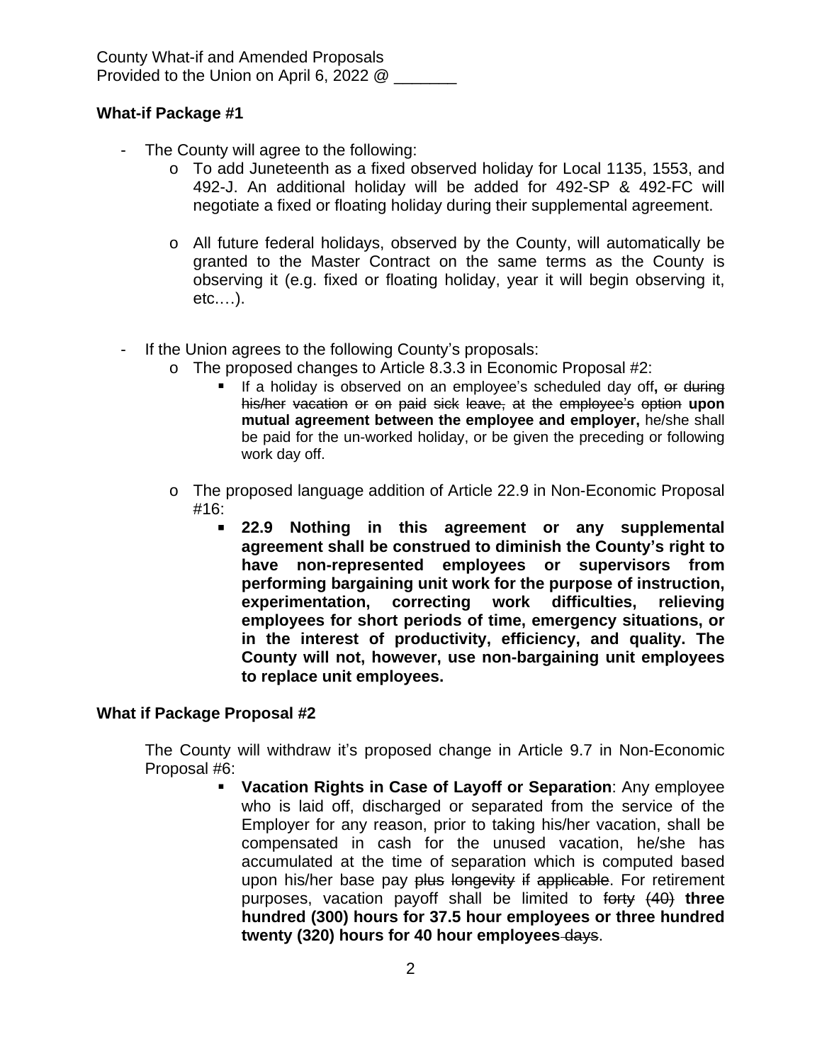County What-if and Amended Proposals
Provided to the Union on April 6, 2022 @ _______

**What-if Package #1**

- The County will agree to the following:
  - To add Juneteenth as a fixed observed holiday for Local 1135, 1553, and 492-J. An additional holiday will be added for 492-SP & 492-FC will negotiate a fixed or floating holiday during their supplemental agreement.
  - All future federal holidays, observed by the County, will automatically be granted to the Master Contract on the same terms as the County is observing it (e.g. fixed or floating holiday, year it will begin observing it, etc.…).

- If the Union agrees to the following County's proposals:
  - The proposed changes to Article 8.3.3 in Economic Proposal #2:
    - If a holiday is observed on an employee's scheduled day off**,** ~~or during his/her vacation or on paid sick leave, at the employee's option~~ **upon mutual agreement between the employee and employer,** he/she shall be paid for the un-worked holiday, or be given the preceding or following work day off.
  - The proposed language addition of Article 22.9 in Non-Economic Proposal #16:
    - **22.9 Nothing in this agreement or any supplemental agreement shall be construed to diminish the County's right to have non-represented employees or supervisors from performing bargaining unit work for the purpose of instruction, experimentation, correcting work difficulties, relieving employees for short periods of time, emergency situations, or in the interest of productivity, efficiency, and quality. The County will not, however, use non-bargaining unit employees to replace unit employees.**

**What if Package Proposal #2**

The County will withdraw it's proposed change in Article 9.7 in Non-Economic Proposal #6:

- **Vacation Rights in Case of Layoff or Separation**: Any employee who is laid off, discharged or separated from the service of the Employer for any reason, prior to taking his/her vacation, shall be compensated in cash for the unused vacation, he/she has accumulated at the time of separation which is computed based upon his/her base pay ~~plus longevity if applicable~~. For retirement purposes, vacation payoff shall be limited to ~~forty (40)~~ **three hundred (300) hours for 37.5 hour employees or three hundred twenty (320) hours for 40 hour employees** ~~days~~.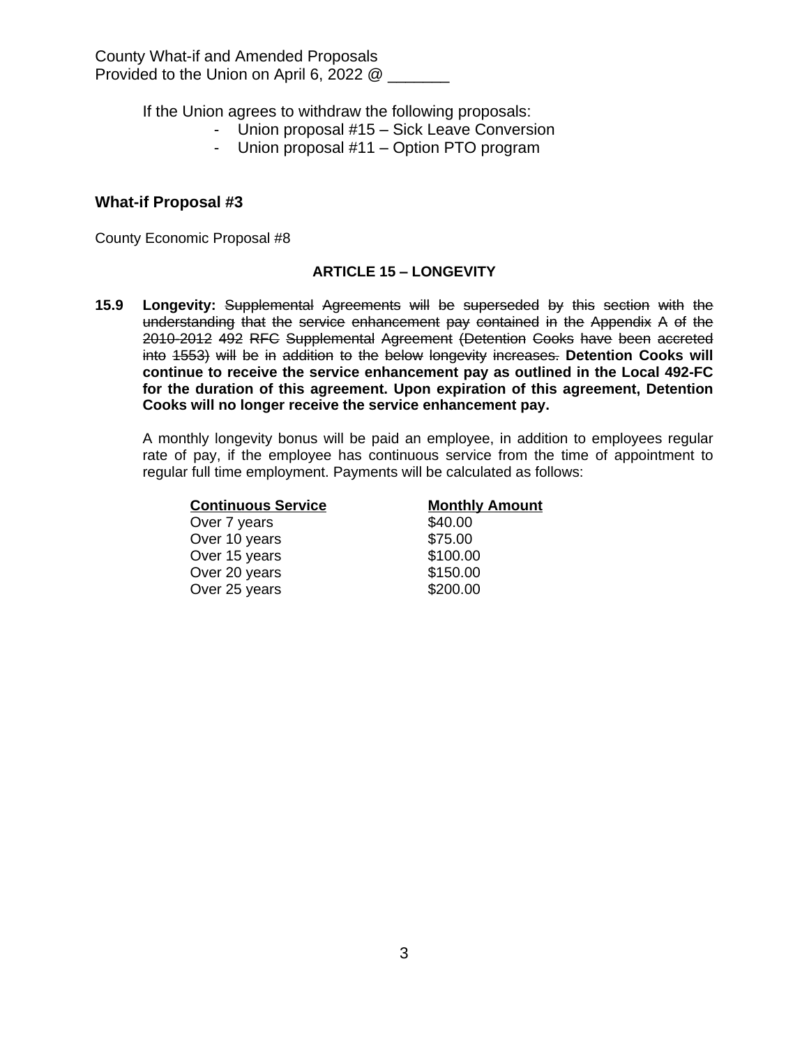County What-if and Amended Proposals
Provided to the Union on April 6, 2022 @ _______

If the Union agrees to withdraw the following proposals:

- Union proposal #15 – Sick Leave Conversion
- Union proposal #11 – Option PTO program

### What-if Proposal #3

County Economic Proposal #8

**ARTICLE 15 – LONGEVITY**

**15.9 Longevity:** ~~Supplemental Agreements will be superseded by this section with the understanding that the service enhancement pay contained in the Appendix A of the 2010-2012 492 RFC Supplemental Agreement (Detention Cooks have been accreted into 1553) will be in addition to the below longevity increases.~~ **Detention Cooks will continue to receive the service enhancement pay as outlined in the Local 492-FC for the duration of this agreement. Upon expiration of this agreement, Detention Cooks will no longer receive the service enhancement pay.**

A monthly longevity bonus will be paid an employee, in addition to employees regular rate of pay, if the employee has continuous service from the time of appointment to regular full time employment. Payments will be calculated as follows:

| Continuous Service | Monthly Amount |
|---|---|
| Over 7 years | $40.00 |
| Over 10 years | $75.00 |
| Over 15 years | $100.00 |
| Over 20 years | $150.00 |
| Over 25 years | $200.00 |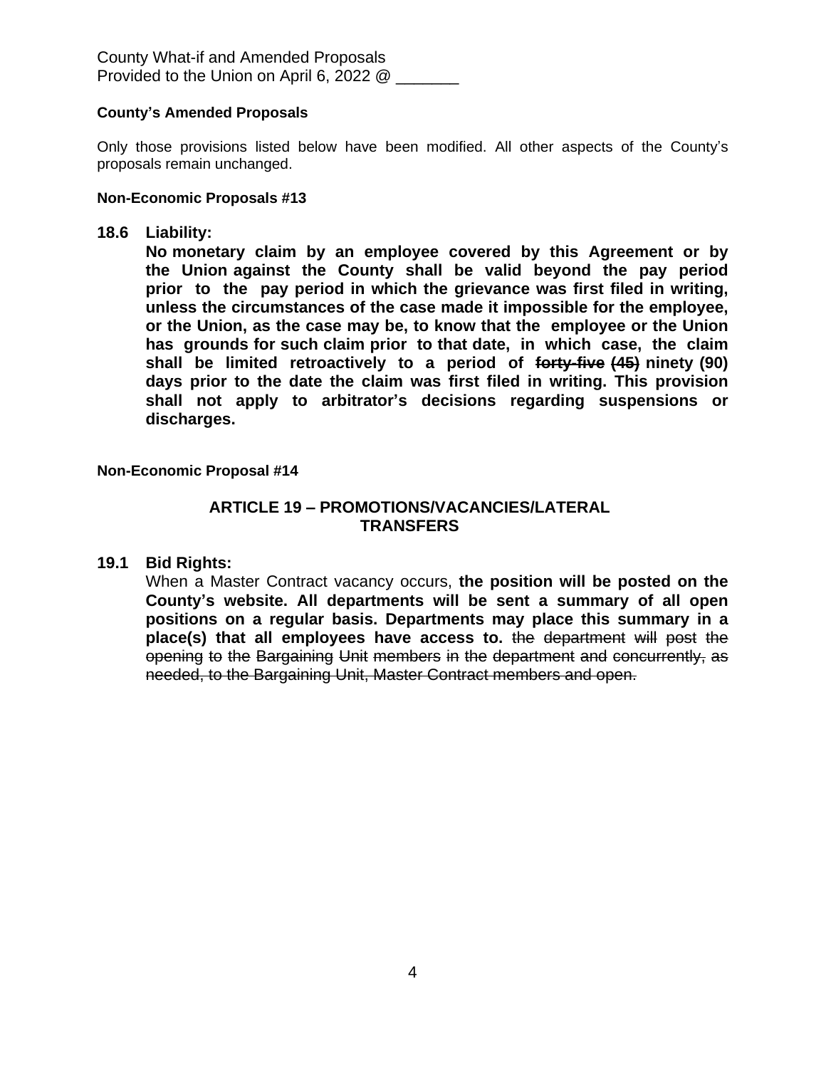**County's Amended Proposals**

Only those provisions listed below have been modified. All other aspects of the County's proposals remain unchanged.

**Non-Economic Proposals #13**

**18.6 Liability:**

**No monetary claim by an employee covered by this Agreement or by the Union against the County shall be valid beyond the pay period prior to the pay period in which the grievance was first filed in writing, unless the circumstances of the case made it impossible for the employee, or the Union, as the case may be, to know that the employee or the Union has grounds for such claim prior to that date, in which case, the claim shall be limited retroactively to a period of ~~forty-five (45)~~ ninety (90) days prior to the date the claim was first filed in writing. This provision shall not apply to arbitrator's decisions regarding suspensions or discharges.**

**Non-Economic Proposal #14**

## ARTICLE 19 – PROMOTIONS/VACANCIES/LATERAL TRANSFERS

**19.1 Bid Rights:**

When a Master Contract vacancy occurs, **the position will be posted on the County's website. All departments will be sent a summary of all open positions on a regular basis. Departments may place this summary in a place(s) that all employees have access to.** ~~the department will post the opening to the Bargaining Unit members in the department and concurrently, as needed, to the Bargaining Unit, Master Contract members and open.~~